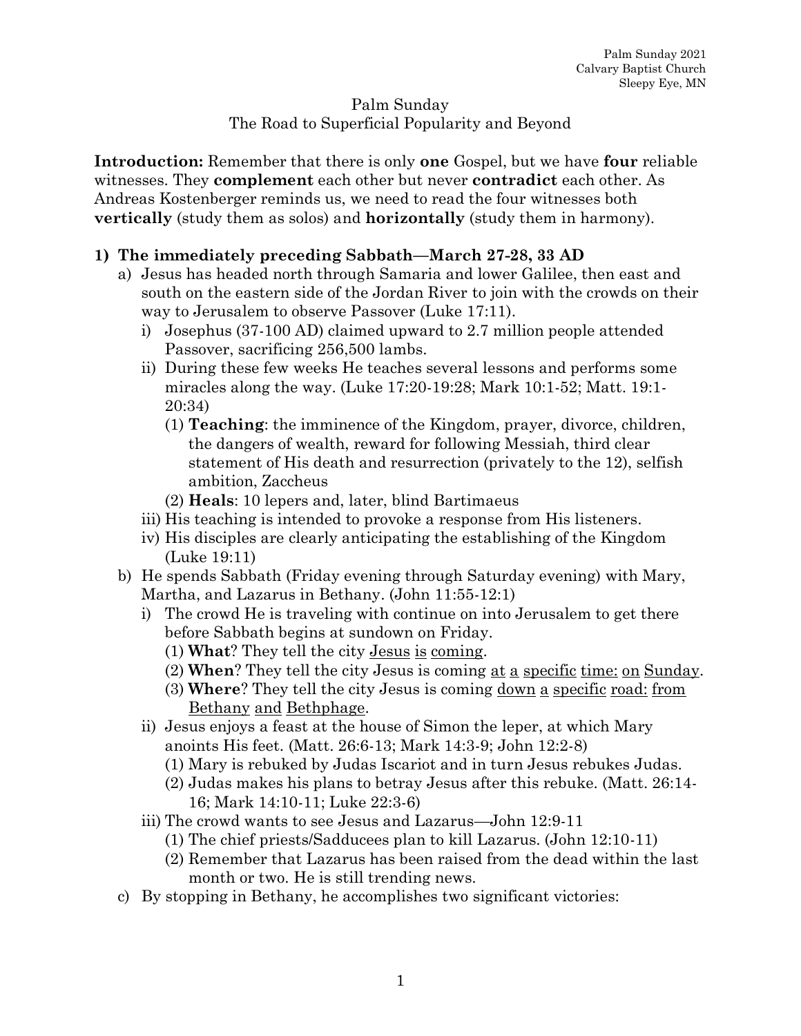Palm Sunday 2021
Calvary Baptist Church
Sleepy Eye, MN

# Palm Sunday
## The Road to Superficial Popularity and Beyond

**Introduction:** Remember that there is only **one** Gospel, but we have **four** reliable witnesses. They **complement** each other but never **contradict** each other. As Andreas Kostenberger reminds us, we need to read the four witnesses both **vertically** (study them as solos) and **horizontally** (study them in harmony).

**1) The immediately preceding Sabbath—March 27-28, 33 AD**

- a) Jesus has headed north through Samaria and lower Galilee, then east and south on the eastern side of the Jordan River to join with the crowds on their way to Jerusalem to observe Passover (Luke 17:11).
  - i) Josephus (37-100 AD) claimed upward to 2.7 million people attended Passover, sacrificing 256,500 lambs.
  - ii) During these few weeks He teaches several lessons and performs some miracles along the way. (Luke 17:20-19:28; Mark 10:1-52; Matt. 19:1-20:34)
    - (1) **Teaching**: the imminence of the Kingdom, prayer, divorce, children, the dangers of wealth, reward for following Messiah, third clear statement of His death and resurrection (privately to the 12), selfish ambition, Zaccheus
    - (2) **Heals**: 10 lepers and, later, blind Bartimaeus
  - iii) His teaching is intended to provoke a response from His listeners.
  - iv) His disciples are clearly anticipating the establishing of the Kingdom (Luke 19:11)
- b) He spends Sabbath (Friday evening through Saturday evening) with Mary, Martha, and Lazarus in Bethany. (John 11:55-12:1)
  - i) The crowd He is traveling with continue on into Jerusalem to get there before Sabbath begins at sundown on Friday.
    - (1) **What**? They tell the city Jesus is coming.
    - (2) **When**? They tell the city Jesus is coming at a specific time: on Sunday.
    - (3) **Where**? They tell the city Jesus is coming down a specific road: from Bethany and Bethphage.
  - ii) Jesus enjoys a feast at the house of Simon the leper, at which Mary anoints His feet. (Matt. 26:6-13; Mark 14:3-9; John 12:2-8)
    - (1) Mary is rebuked by Judas Iscariot and in turn Jesus rebukes Judas.
    - (2) Judas makes his plans to betray Jesus after this rebuke. (Matt. 26:14-16; Mark 14:10-11; Luke 22:3-6)
  - iii) The crowd wants to see Jesus and Lazarus—John 12:9-11
    - (1) The chief priests/Sadducees plan to kill Lazarus. (John 12:10-11)
    - (2) Remember that Lazarus has been raised from the dead within the last month or two. He is still trending news.
- c) By stopping in Bethany, he accomplishes two significant victories: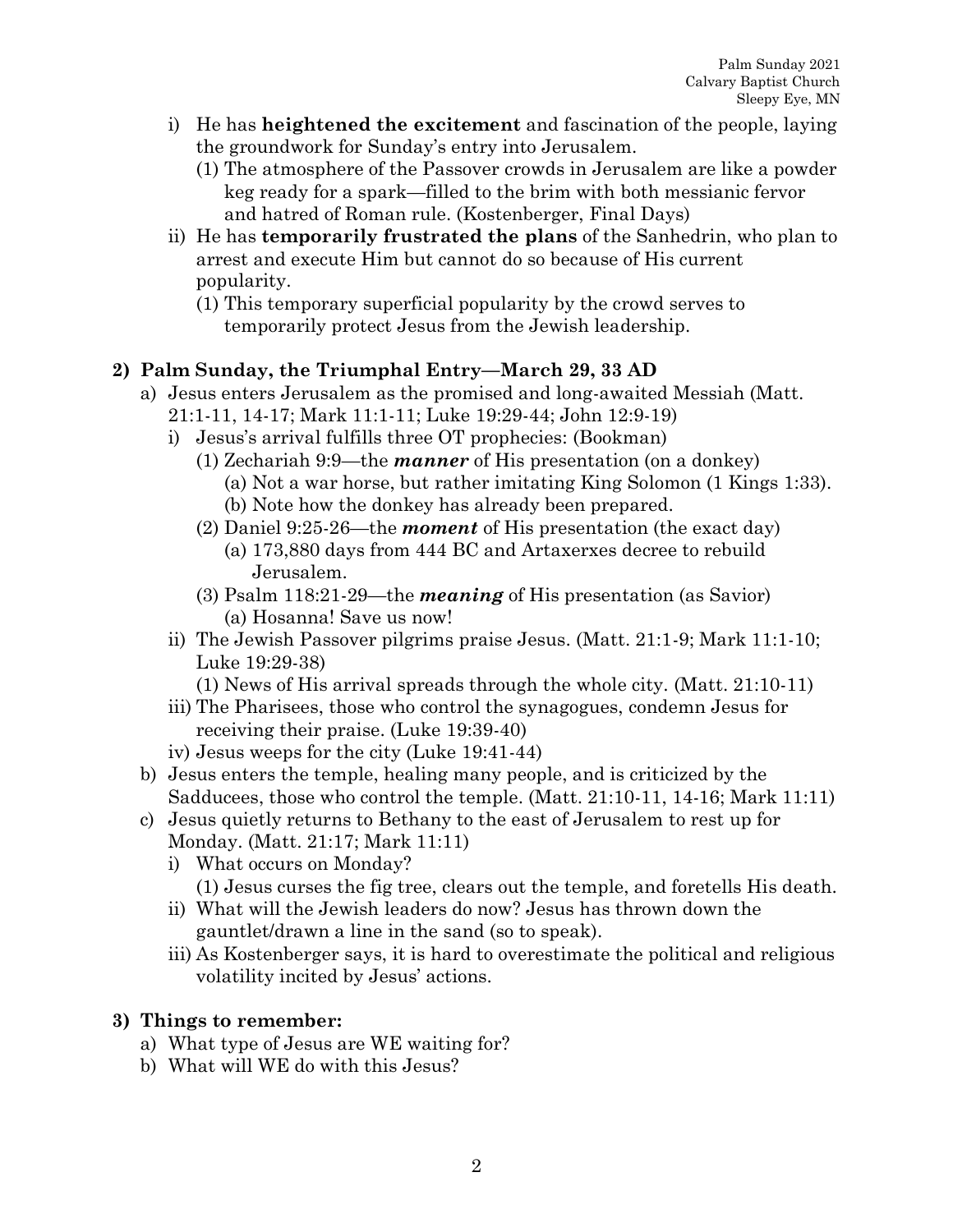i) He has **heightened the excitement** and fascination of the people, laying the groundwork for Sunday's entry into Jerusalem.
   (1) The atmosphere of the Passover crowds in Jerusalem are like a powder keg ready for a spark—filled to the brim with both messianic fervor and hatred of Roman rule. (Kostenberger, Final Days)

ii) He has **temporarily frustrated the plans** of the Sanhedrin, who plan to arrest and execute Him but cannot do so because of His current popularity.
   (1) This temporary superficial popularity by the crowd serves to temporarily protect Jesus from the Jewish leadership.

### 2) Palm Sunday, the Triumphal Entry—March 29, 33 AD

a) Jesus enters Jerusalem as the promised and long-awaited Messiah (Matt. 21:1-11, 14-17; Mark 11:1-11; Luke 19:29-44; John 12:9-19)
   i) Jesus's arrival fulfills three OT prophecies: (Bookman)
      (1) Zechariah 9:9—the ***manner*** of His presentation (on a donkey)
         (a) Not a war horse, but rather imitating King Solomon (1 Kings 1:33).
         (b) Note how the donkey has already been prepared.
      (2) Daniel 9:25-26—the ***moment*** of His presentation (the exact day)
         (a) 173,880 days from 444 BC and Artaxerxes decree to rebuild Jerusalem.
      (3) Psalm 118:21-29—the ***meaning*** of His presentation (as Savior)
         (a) Hosanna! Save us now!
   ii) The Jewish Passover pilgrims praise Jesus. (Matt. 21:1-9; Mark 11:1-10; Luke 19:29-38)
      (1) News of His arrival spreads through the whole city. (Matt. 21:10-11)
   iii) The Pharisees, those who control the synagogues, condemn Jesus for receiving their praise. (Luke 19:39-40)
   iv) Jesus weeps for the city (Luke 19:41-44)

b) Jesus enters the temple, healing many people, and is criticized by the Sadducees, those who control the temple. (Matt. 21:10-11, 14-16; Mark 11:11)

c) Jesus quietly returns to Bethany to the east of Jerusalem to rest up for Monday. (Matt. 21:17; Mark 11:11)
   i) What occurs on Monday?
      (1) Jesus curses the fig tree, clears out the temple, and foretells His death.
   ii) What will the Jewish leaders do now? Jesus has thrown down the gauntlet/drawn a line in the sand (so to speak).
   iii) As Kostenberger says, it is hard to overestimate the political and religious volatility incited by Jesus' actions.

### 3) Things to remember:

a) What type of Jesus are WE waiting for?

b) What will WE do with this Jesus?